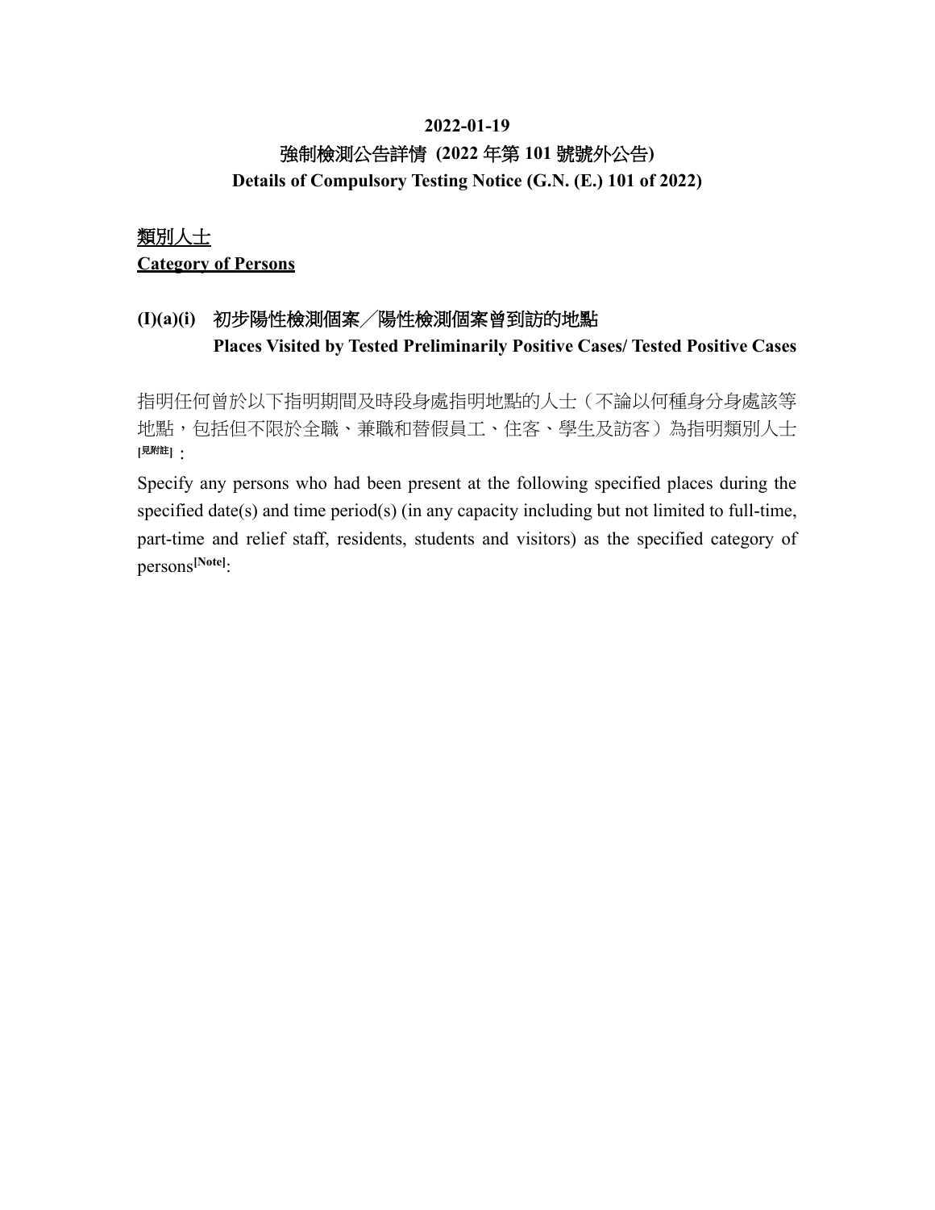**2022-01-19**

# 強制檢測公告詳情 (2022 年第 101 號號外公告)

# Details of Compulsory Testing Notice (G.N. (E.) 101 of 2022)

## 類別人士

## Category of Persons

### (I)(a)(i) 初步陽性檢測個案／陽性檢測個案曾到訪的地點

### Places Visited by Tested Preliminarily Positive Cases/ Tested Positive Cases

指明任何曾於以下指明期間及時段身處指明地點的人士（不論以何種身分身處該等地點，包括但不限於全職、兼職和替假員工、住客、學生及訪客）為指明類別人士[見附註]：

Specify any persons who had been present at the following specified places during the specified date(s) and time period(s) (in any capacity including but not limited to full-time, part-time and relief staff, residents, students and visitors) as the specified category of persons[Note]: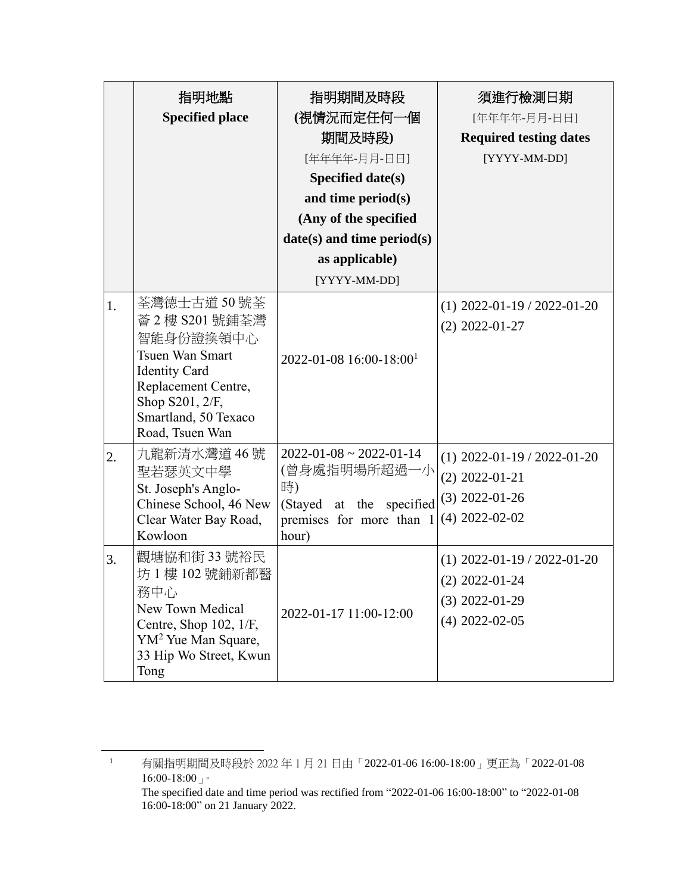| | 指明地點<br>**Specified place** | 指明期間及時段<br>**(視情況而定任何一個期間及時段)**<br>[年年年年-月月-日日]<br>**Specified date(s) and time period(s) (Any of the specified date(s) and time period(s) as applicable)**<br>[YYYY-MM-DD] | 須進行檢測日期<br>[年年年年-月月-日日]<br>**Required testing dates**<br>[YYYY-MM-DD] |
|---|---|---|---|
| 1. | 荃灣德士古道 50 號荃薈 2 樓 S201 號鋪荃灣智能身份證換領中心<br>Tsuen Wan Smart Identity Card Replacement Centre, Shop S201, 2/F, Smartland, 50 Texaco Road, Tsuen Wan | 2022-01-08 16:00-18:00[1] | (1) 2022-01-19 / 2022-01-20<br>(2) 2022-01-27 |
| 2. | 九龍新清水灣道 46 號聖若瑟英文中學<br>St. Joseph's Anglo-Chinese School, 46 New Clear Water Bay Road, Kowloon | 2022-01-08 ~ 2022-01-14<br>(曾身處指明場所超過一小時)<br>(Stayed at the specified premises for more than 1 hour) | (1) 2022-01-19 / 2022-01-20<br>(2) 2022-01-21<br>(3) 2022-01-26<br>(4) 2022-02-02 |
| 3. | 觀塘協和街 33 號裕民坊 1 樓 102 號鋪新都醫務中心<br>New Town Medical Centre, Shop 102, 1/F, YM² Yue Man Square, 33 Hip Wo Street, Kwun Tong | 2022-01-17 11:00-12:00 | (1) 2022-01-19 / 2022-01-20<br>(2) 2022-01-24<br>(3) 2022-01-29<br>(4) 2022-02-05 |

[1] 有關指明期間及時段於 2022 年 1 月 21 日由「2022-01-06 16:00-18:00」更正為「2022-01-08 16:00-18:00」。
The specified date and time period was rectified from "2022-01-06 16:00-18:00" to "2022-01-08 16:00-18:00" on 21 January 2022.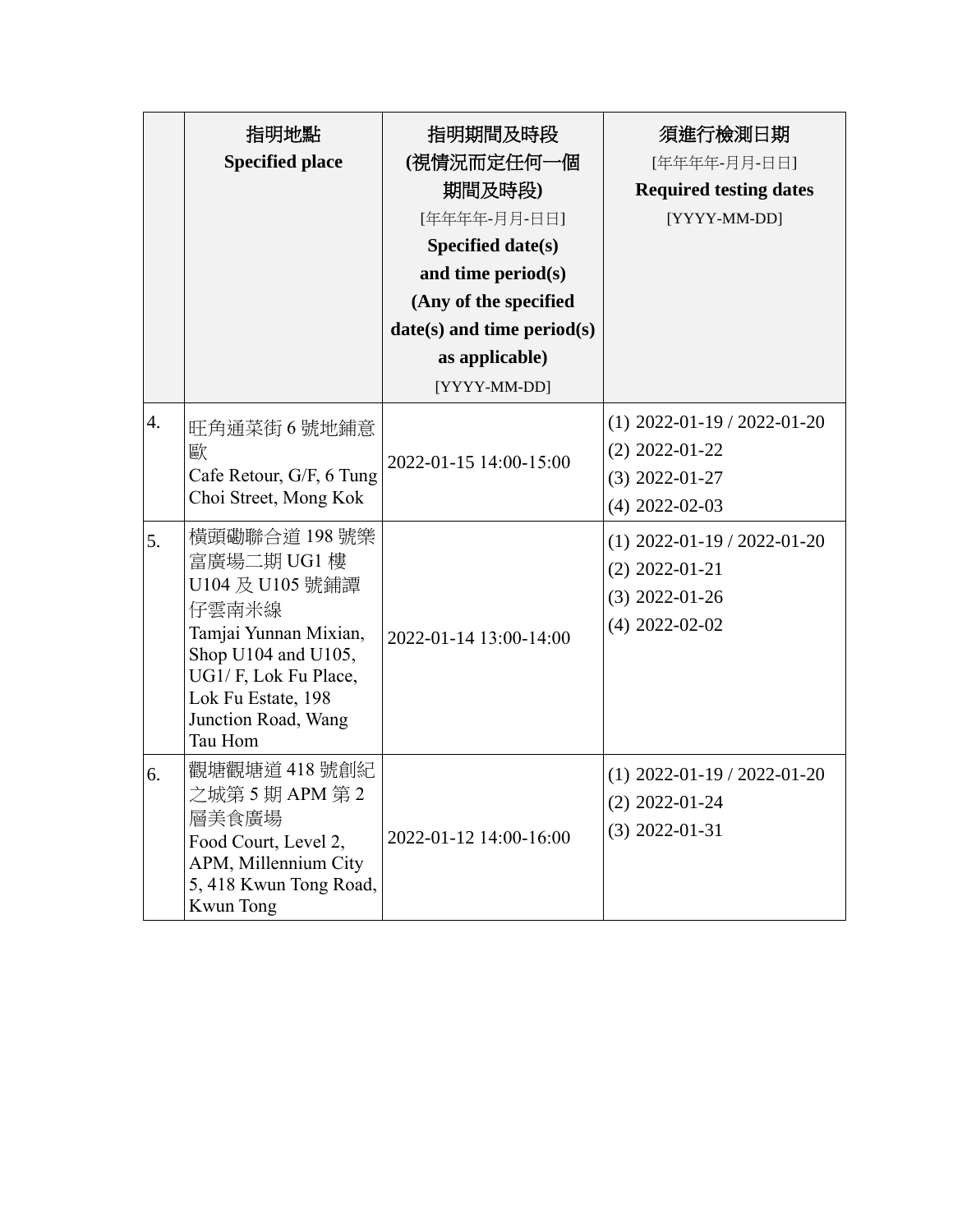| | 指明地點<br>**Specified place** | 指明期間及時段<br>**(視情況而定任何一個期間及時段)**<br>[年年年年-月月-日日]<br>**Specified date(s) and time period(s) (Any of the specified date(s) and time period(s) as applicable)**<br>[YYYY-MM-DD] | 須進行檢測日期<br>[年年年年-月月-日日]<br>**Required testing dates**<br>[YYYY-MM-DD] |
|---|---|---|---|
| 4. | 旺角通菜街 6 號地鋪意歐<br>Cafe Retour, G/F, 6 Tung Choi Street, Mong Kok | 2022-01-15 14:00-15:00 | (1) 2022-01-19 / 2022-01-20<br>(2) 2022-01-22<br>(3) 2022-01-27<br>(4) 2022-02-03 |
| 5. | 橫頭磡聯合道 198 號樂富廣場二期 UG1 樓 U104 及 U105 號鋪譚仔雲南米線<br>Tamjai Yunnan Mixian, Shop U104 and U105, UG1/ F, Lok Fu Place, Lok Fu Estate, 198 Junction Road, Wang Tau Hom | 2022-01-14 13:00-14:00 | (1) 2022-01-19 / 2022-01-20<br>(2) 2022-01-21<br>(3) 2022-01-26<br>(4) 2022-02-02 |
| 6. | 觀塘觀塘道 418 號創紀之城第 5 期 APM 第 2 層美食廣場<br>Food Court, Level 2, APM, Millennium City 5, 418 Kwun Tong Road, Kwun Tong | 2022-01-12 14:00-16:00 | (1) 2022-01-19 / 2022-01-20<br>(2) 2022-01-24<br>(3) 2022-01-31 |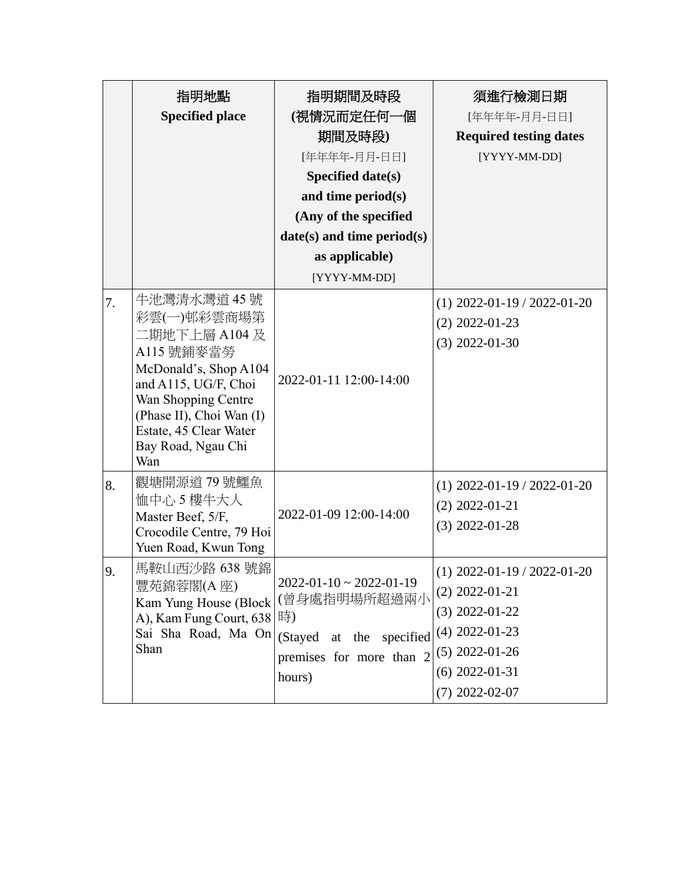|  | 指明地點<br>**Specified place** | 指明期間及時段<br>**(視情況而定任何一個期間及時段)**<br>[年年年年-月月-日日]<br>**Specified date(s) and time period(s)**<br>**(Any of the specified date(s) and time period(s) as applicable)**<br>[YYYY-MM-DD] | 須進行檢測日期<br>[年年年年-月月-日日]<br>**Required testing dates**<br>[YYYY-MM-DD] |
|---|---|---|---|
| 7. | 牛池灣清水灣道 45 號彩雲(一)邨彩雲商場第二期地下上層 A104 及 A115 號鋪麥當勞<br>McDonald's, Shop A104 and A115, UG/F, Choi Wan Shopping Centre (Phase II), Choi Wan (I) Estate, 45 Clear Water Bay Road, Ngau Chi Wan | 2022-01-11 12:00-14:00 | (1) 2022-01-19 / 2022-01-20<br>(2) 2022-01-23<br>(3) 2022-01-30 |
| 8. | 觀塘開源道 79 號鱷魚恤中心 5 樓牛大人<br>Master Beef, 5/F, Crocodile Centre, 79 Hoi Yuen Road, Kwun Tong | 2022-01-09 12:00-14:00 | (1) 2022-01-19 / 2022-01-20<br>(2) 2022-01-21<br>(3) 2022-01-28 |
| 9. | 馬鞍山西沙路 638 號錦豐苑錦蓉閣(A 座)<br>Kam Yung House (Block A), Kam Fung Court, 638 Sai Sha Road, Ma On Shan | 2022-01-10 ~ 2022-01-19<br>(曾身處指明場所超過兩小時)<br>(Stayed at the specified premises for more than 2 hours) | (1) 2022-01-19 / 2022-01-20<br>(2) 2022-01-21<br>(3) 2022-01-22<br>(4) 2022-01-23<br>(5) 2022-01-26<br>(6) 2022-01-31<br>(7) 2022-02-07 |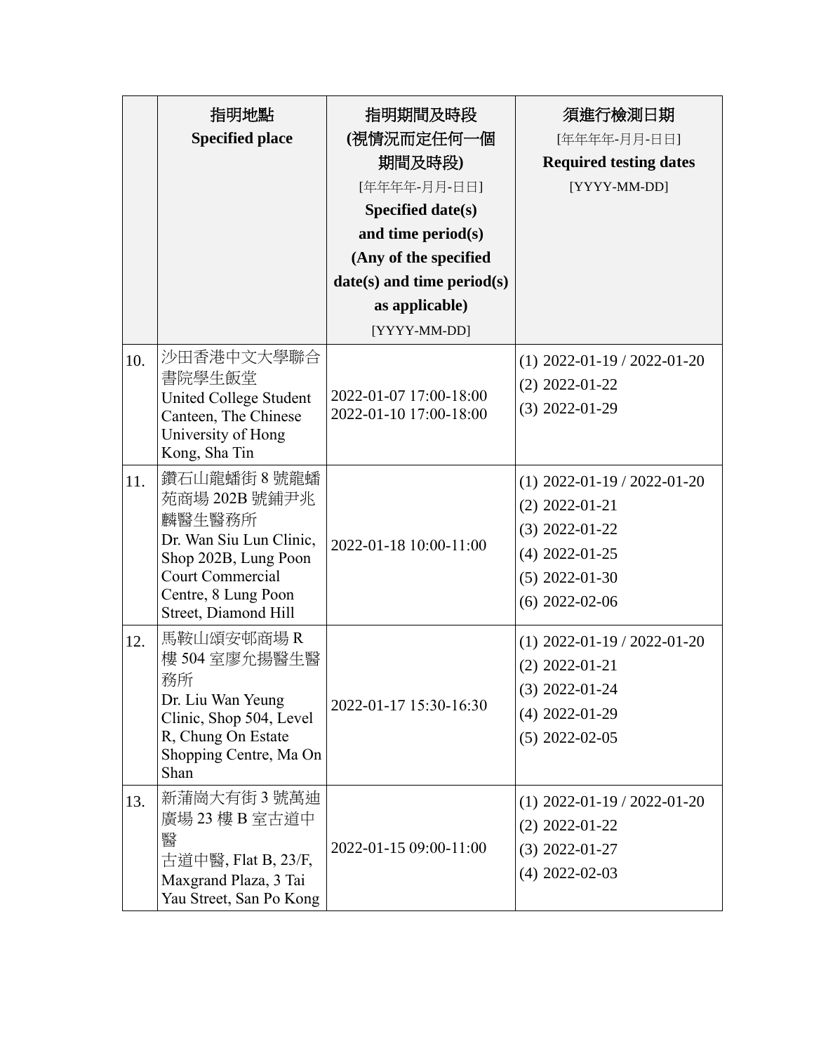| | 指明地點<br>Specified place | 指明期間及時段<br>(視情況而定任何一個期間及時段)<br>[年年年年-月月-日日]<br>Specified date(s) and time period(s)<br>(Any of the specified date(s) and time period(s) as applicable)<br>[YYYY-MM-DD] | 須進行檢測日期<br>[年年年年-月月-日日]<br>Required testing dates<br>[YYYY-MM-DD] |
|---|---|---|---|
| 10. | 沙田香港中文大學聯合書院學生飯堂<br>United College Student Canteen, The Chinese University of Hong Kong, Sha Tin | 2022-01-07 17:00-18:00<br>2022-01-10 17:00-18:00 | (1) 2022-01-19 / 2022-01-20<br>(2) 2022-01-22<br>(3) 2022-01-29 |
| 11. | 鑽石山龍蟠街 8 號龍蟠苑商場 202B 號鋪尹兆麟醫生醫務所<br>Dr. Wan Siu Lun Clinic, Shop 202B, Lung Poon Court Commercial Centre, 8 Lung Poon Street, Diamond Hill | 2022-01-18 10:00-11:00 | (1) 2022-01-19 / 2022-01-20<br>(2) 2022-01-21<br>(3) 2022-01-22<br>(4) 2022-01-25<br>(5) 2022-01-30<br>(6) 2022-02-06 |
| 12. | 馬鞍山頌安邨商場 R 樓 504 室廖允揚醫生醫務所<br>Dr. Liu Wan Yeung Clinic, Shop 504, Level R, Chung On Estate Shopping Centre, Ma On Shan | 2022-01-17 15:30-16:30 | (1) 2022-01-19 / 2022-01-20<br>(2) 2022-01-21<br>(3) 2022-01-24<br>(4) 2022-01-29<br>(5) 2022-02-05 |
| 13. | 新蒲崗大有街 3 號萬迪廣場 23 樓 B 室古道中醫<br>古道中醫, Flat B, 23/F, Maxgrand Plaza, 3 Tai Yau Street, San Po Kong | 2022-01-15 09:00-11:00 | (1) 2022-01-19 / 2022-01-20<br>(2) 2022-01-22<br>(3) 2022-01-27<br>(4) 2022-02-03 |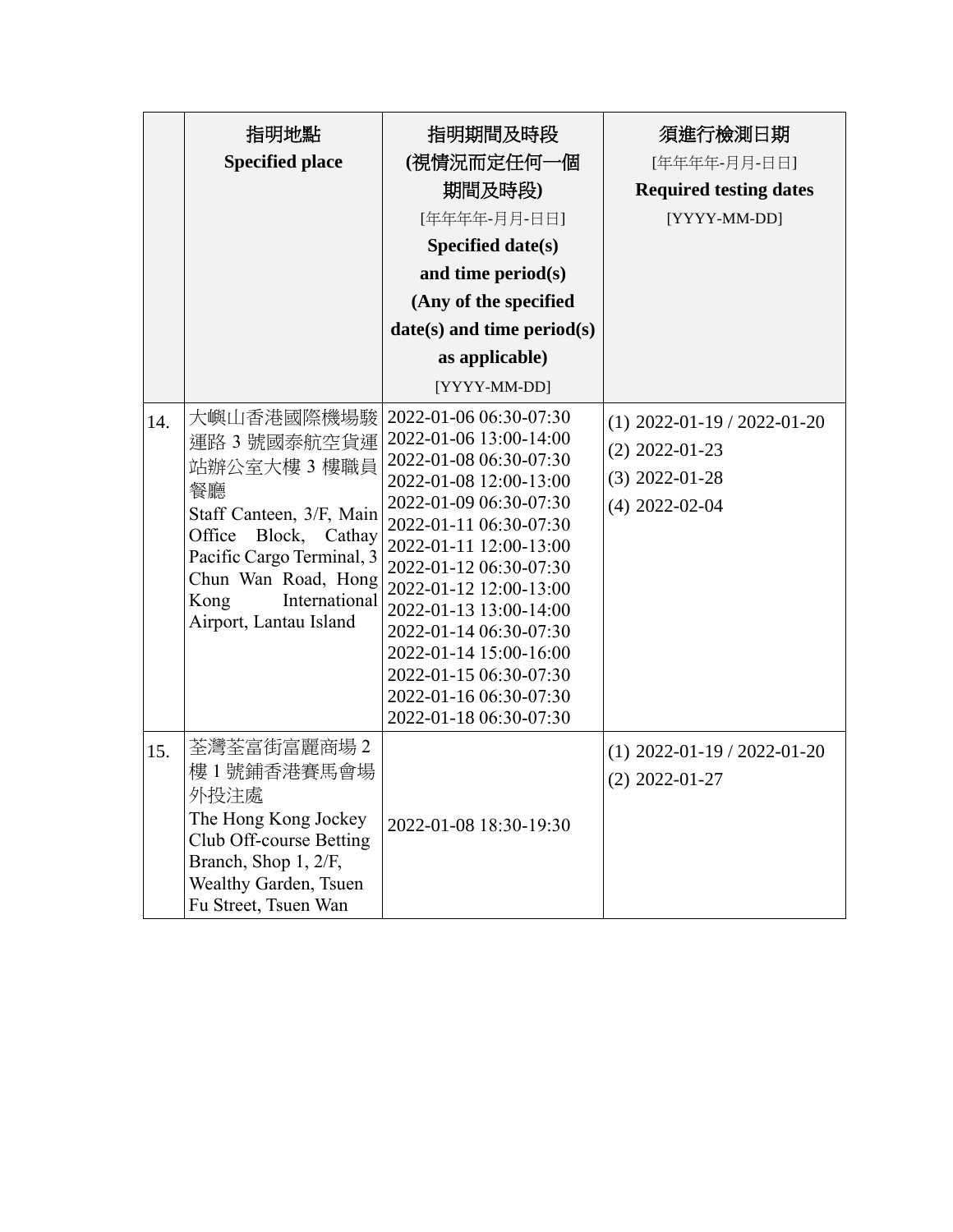| | 指明地點<br>Specified place | 指明期間及時段<br>(視情況而定任何一個期間及時段)<br>[年年年年-月月-日日]<br>Specified date(s) and time period(s)<br>(Any of the specified date(s) and time period(s) as applicable)<br>[YYYY-MM-DD] | 須進行檢測日期<br>[年年年年-月月-日日]<br>Required testing dates<br>[YYYY-MM-DD] |
|---|---|---|---|
| 14. | 大嶼山香港國際機場駿運路 3 號國泰航空貨運站辦公室大樓 3 樓職員餐廳<br>Staff Canteen, 3/F, Main Office Block, Cathay Pacific Cargo Terminal, 3 Chun Wan Road, Hong Kong International Airport, Lantau Island | 2022-01-06 06:30-07:30<br>2022-01-06 13:00-14:00<br>2022-01-08 06:30-07:30<br>2022-01-08 12:00-13:00<br>2022-01-09 06:30-07:30<br>2022-01-11 06:30-07:30<br>2022-01-11 12:00-13:00<br>2022-01-12 06:30-07:30<br>2022-01-12 12:00-13:00<br>2022-01-13 13:00-14:00<br>2022-01-14 06:30-07:30<br>2022-01-14 15:00-16:00<br>2022-01-15 06:30-07:30<br>2022-01-16 06:30-07:30<br>2022-01-18 06:30-07:30 | (1) 2022-01-19 / 2022-01-20<br>(2) 2022-01-23<br>(3) 2022-01-28<br>(4) 2022-02-04 |
| 15. | 荃灣荃富街富麗商場 2 樓 1 號鋪香港賽馬會場外投注處<br>The Hong Kong Jockey Club Off-course Betting Branch, Shop 1, 2/F, Wealthy Garden, Tsuen Fu Street, Tsuen Wan | 2022-01-08 18:30-19:30 | (1) 2022-01-19 / 2022-01-20<br>(2) 2022-01-27 |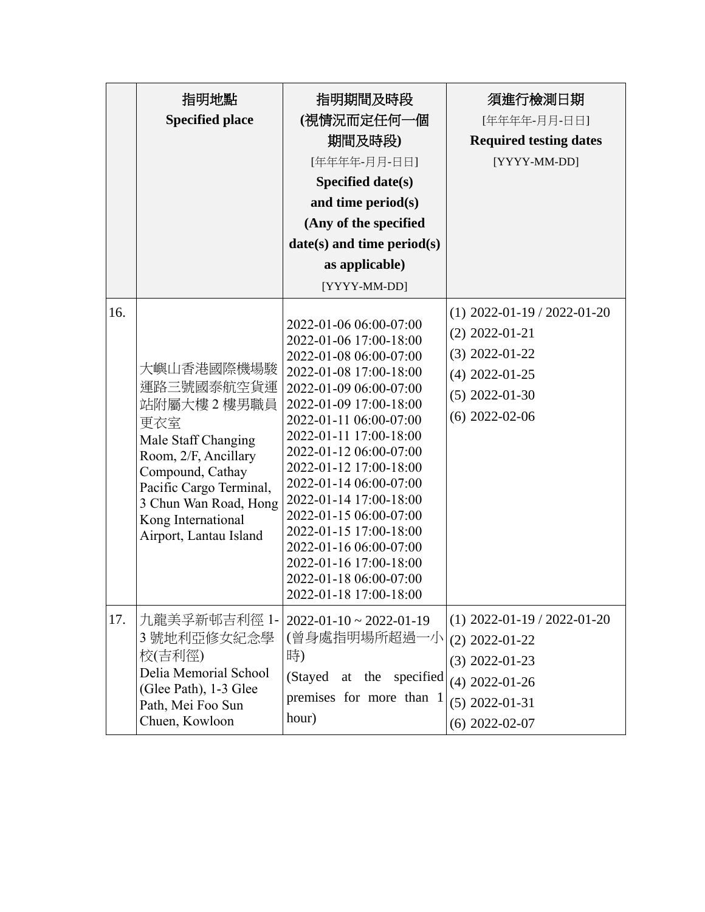| | 指明地點<br>**Specified place** | 指明期間及時段<br>**(視情況而定任何一個期間及時段)**<br>[年年年年-月月-日日]<br>**Specified date(s) and time period(s) (Any of the specified date(s) and time period(s) as applicable)**<br>[YYYY-MM-DD] | 須進行檢測日期<br>[年年年年-月月-日日]<br>**Required testing dates**<br>[YYYY-MM-DD] |
|---|---|---|---|
| 16. | 大嶼山香港國際機場駿運路三號國泰航空貨運站附屬大樓 2 樓男職員更衣室<br>Male Staff Changing Room, 2/F, Ancillary Compound, Cathay Pacific Cargo Terminal, 3 Chun Wan Road, Hong Kong International Airport, Lantau Island | 2022-01-06 06:00-07:00<br>2022-01-06 17:00-18:00<br>2022-01-08 06:00-07:00<br>2022-01-08 17:00-18:00<br>2022-01-09 06:00-07:00<br>2022-01-09 17:00-18:00<br>2022-01-11 06:00-07:00<br>2022-01-11 17:00-18:00<br>2022-01-12 06:00-07:00<br>2022-01-12 17:00-18:00<br>2022-01-14 06:00-07:00<br>2022-01-14 17:00-18:00<br>2022-01-15 06:00-07:00<br>2022-01-15 17:00-18:00<br>2022-01-16 06:00-07:00<br>2022-01-16 17:00-18:00<br>2022-01-18 06:00-07:00<br>2022-01-18 17:00-18:00 | (1) 2022-01-19 / 2022-01-20<br>(2) 2022-01-21<br>(3) 2022-01-22<br>(4) 2022-01-25<br>(5) 2022-01-30<br>(6) 2022-02-06 |
| 17. | 九龍美孚新邨吉利徑 1-3 號地利亞修女紀念學校(吉利徑)<br>Delia Memorial School (Glee Path), 1-3 Glee Path, Mei Foo Sun Chuen, Kowloon | 2022-01-10 ~ 2022-01-19<br>(曾身處指明場所超過一小時)<br>(Stayed at the specified premises for more than 1 hour) | (1) 2022-01-19 / 2022-01-20<br>(2) 2022-01-22<br>(3) 2022-01-23<br>(4) 2022-01-26<br>(5) 2022-01-31<br>(6) 2022-02-07 |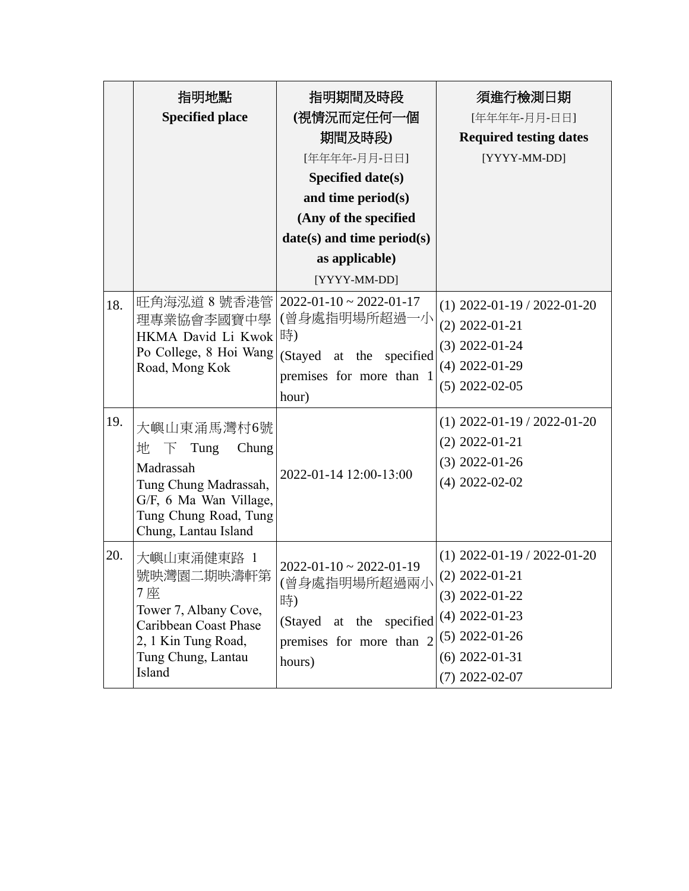| | 指明地點<br>**Specified place** | **指明期間及時段<br>(視情況而定任何一個期間及時段)**<br>[年年年年-月月-日日]<br>**Specified date(s) and time period(s) (Any of the specified date(s) and time period(s) as applicable)**<br>[YYYY-MM-DD] | **須進行檢測日期**<br>[年年年年-月月-日日]<br>**Required testing dates**<br>[YYYY-MM-DD] |
|---|---|---|---|
| 18. | 旺角海泓道 8 號香港管理專業協會李國寶中學<br>HKMA David Li Kwok Po College, 8 Hoi Wang Road, Mong Kok | 2022-01-10 ~ 2022-01-17<br>(曾身處指明場所超過一小時)<br>(Stayed at the specified premises for more than 1 hour) | (1) 2022-01-19 / 2022-01-20<br>(2) 2022-01-21<br>(3) 2022-01-24<br>(4) 2022-01-29<br>(5) 2022-02-05 |
| 19. | 大嶼山東涌馬灣村6號地下 Tung Chung Madrassah<br>Tung Chung Madrassah, G/F, 6 Ma Wan Village, Tung Chung Road, Tung Chung, Lantau Island | 2022-01-14 12:00-13:00 | (1) 2022-01-19 / 2022-01-20<br>(2) 2022-01-21<br>(3) 2022-01-26<br>(4) 2022-02-02 |
| 20. | 大嶼山東涌健東路 1 號映灣園二期映濤軒第 7 座<br>Tower 7, Albany Cove, Caribbean Coast Phase 2, 1 Kin Tung Road, Tung Chung, Lantau Island | 2022-01-10 ~ 2022-01-19<br>(曾身處指明場所超過兩小時)<br>(Stayed at the specified premises for more than 2 hours) | (1) 2022-01-19 / 2022-01-20<br>(2) 2022-01-21<br>(3) 2022-01-22<br>(4) 2022-01-23<br>(5) 2022-01-26<br>(6) 2022-01-31<br>(7) 2022-02-07 |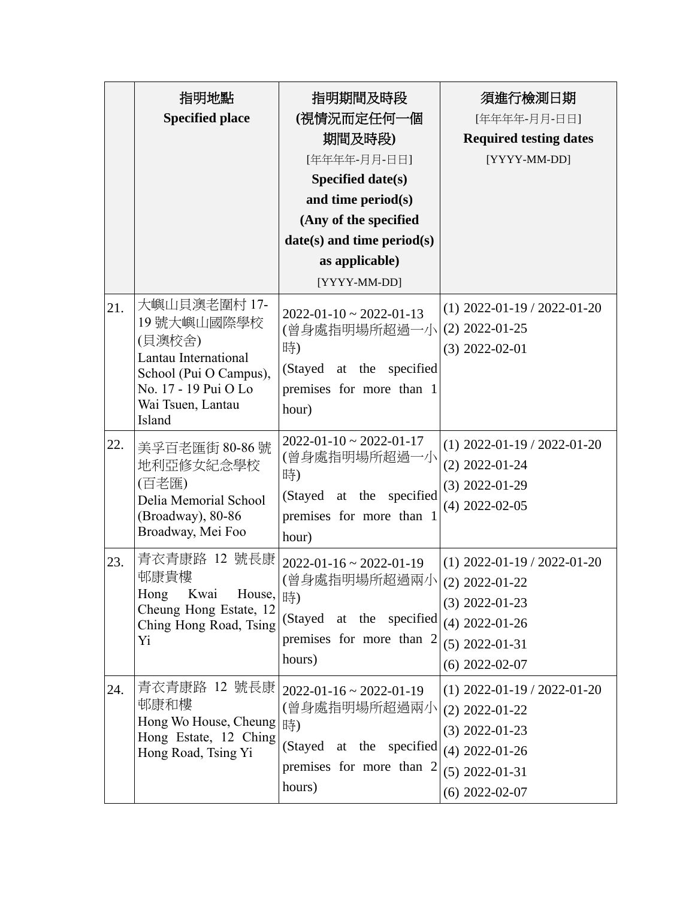| | 指明地點<br>**Specified place** | **指明期間及時段**<br>**(視情況而定任何一個期間及時段)**<br>[年年年年-月月-日日]<br>**Specified date(s) and time period(s)**<br>**(Any of the specified date(s) and time period(s) as applicable)**<br>[YYYY-MM-DD] | **須進行檢測日期**<br>[年年年年-月月-日日]<br>**Required testing dates**<br>[YYYY-MM-DD] |
|---|---|---|---|
| 21. | 大嶼山貝澳老圍村 17-19 號大嶼山國際學校(貝澳校舍)<br>Lantau International School (Pui O Campus), No. 17 - 19 Pui O Lo Wai Tsuen, Lantau Island | 2022-01-10 ~ 2022-01-13<br>(曾身處指明場所超過一小時)<br>(Stayed at the specified premises for more than 1 hour) | (1) 2022-01-19 / 2022-01-20<br>(2) 2022-01-25<br>(3) 2022-02-01 |
| 22. | 美孚百老匯街 80-86 號地利亞修女紀念學校(百老匯)<br>Delia Memorial School (Broadway), 80-86 Broadway, Mei Foo | 2022-01-10 ~ 2022-01-17<br>(曾身處指明場所超過一小時)<br>(Stayed at the specified premises for more than 1 hour) | (1) 2022-01-19 / 2022-01-20<br>(2) 2022-01-24<br>(3) 2022-01-29<br>(4) 2022-02-05 |
| 23. | 青衣青康路 12 號長康邨康貴樓<br>Hong Kwai House, Cheung Hong Estate, 12 Ching Hong Road, Tsing Yi | 2022-01-16 ~ 2022-01-19<br>(曾身處指明場所超過兩小時)<br>(Stayed at the specified premises for more than 2 hours) | (1) 2022-01-19 / 2022-01-20<br>(2) 2022-01-22<br>(3) 2022-01-23<br>(4) 2022-01-26<br>(5) 2022-01-31<br>(6) 2022-02-07 |
| 24. | 青衣青康路 12 號長康邨康和樓<br>Hong Wo House, Cheung Hong Estate, 12 Ching Hong Road, Tsing Yi | 2022-01-16 ~ 2022-01-19<br>(曾身處指明場所超過兩小時)<br>(Stayed at the specified premises for more than 2 hours) | (1) 2022-01-19 / 2022-01-20<br>(2) 2022-01-22<br>(3) 2022-01-23<br>(4) 2022-01-26<br>(5) 2022-01-31<br>(6) 2022-02-07 |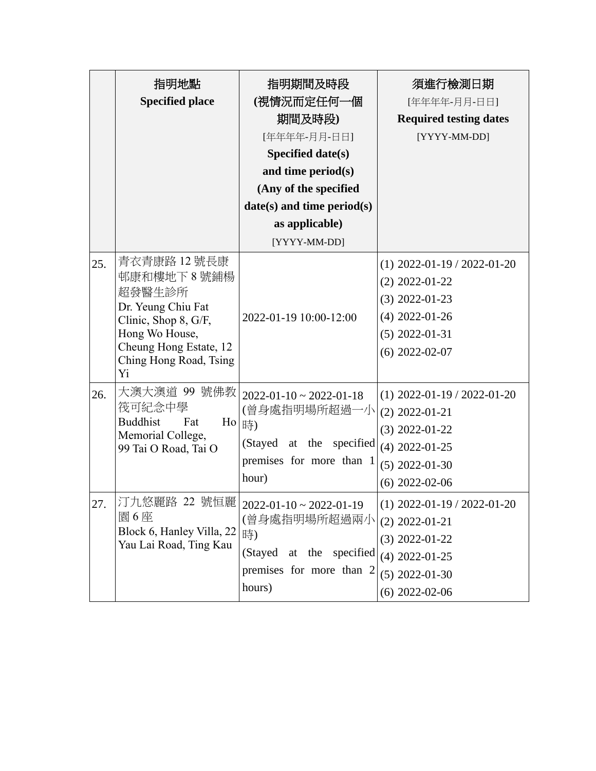| | 指明地點<br>**Specified place** | 指明期間及時段<br>**(視情況而定任何一個期間及時段)**<br>[年年年年-月月-日日]<br>**Specified date(s) and time period(s) (Any of the specified date(s) and time period(s) as applicable)**<br>[YYYY-MM-DD] | 須進行檢測日期<br>[年年年年-月月-日日]<br>**Required testing dates**<br>[YYYY-MM-DD] |
|---|---|---|---|
| 25. | 青衣青康路 12 號長康邨康和樓地下 8 號鋪楊超發醫生診所<br>Dr. Yeung Chiu Fat Clinic, Shop 8, G/F, Hong Wo House, Cheung Hong Estate, 12 Ching Hong Road, Tsing Yi | 2022-01-19 10:00-12:00 | (1) 2022-01-19 / 2022-01-20<br>(2) 2022-01-22<br>(3) 2022-01-23<br>(4) 2022-01-26<br>(5) 2022-01-31<br>(6) 2022-02-07 |
| 26. | 大澳大澳道 99 號佛教筏可紀念中學<br>Buddhist Fat Ho Memorial College, 99 Tai O Road, Tai O | 2022-01-10 ~ 2022-01-18<br>(曾身處指明場所超過一小時)<br>(Stayed at the specified premises for more than 1 hour) | (1) 2022-01-19 / 2022-01-20<br>(2) 2022-01-21<br>(3) 2022-01-22<br>(4) 2022-01-25<br>(5) 2022-01-30<br>(6) 2022-02-06 |
| 27. | 汀九悠麗路 22 號恒麗園 6 座<br>Block 6, Hanley Villa, 22 Yau Lai Road, Ting Kau | 2022-01-10 ~ 2022-01-19<br>(曾身處指明場所超過兩小時)<br>(Stayed at the specified premises for more than 2 hours) | (1) 2022-01-19 / 2022-01-20<br>(2) 2022-01-21<br>(3) 2022-01-22<br>(4) 2022-01-25<br>(5) 2022-01-30<br>(6) 2022-02-06 |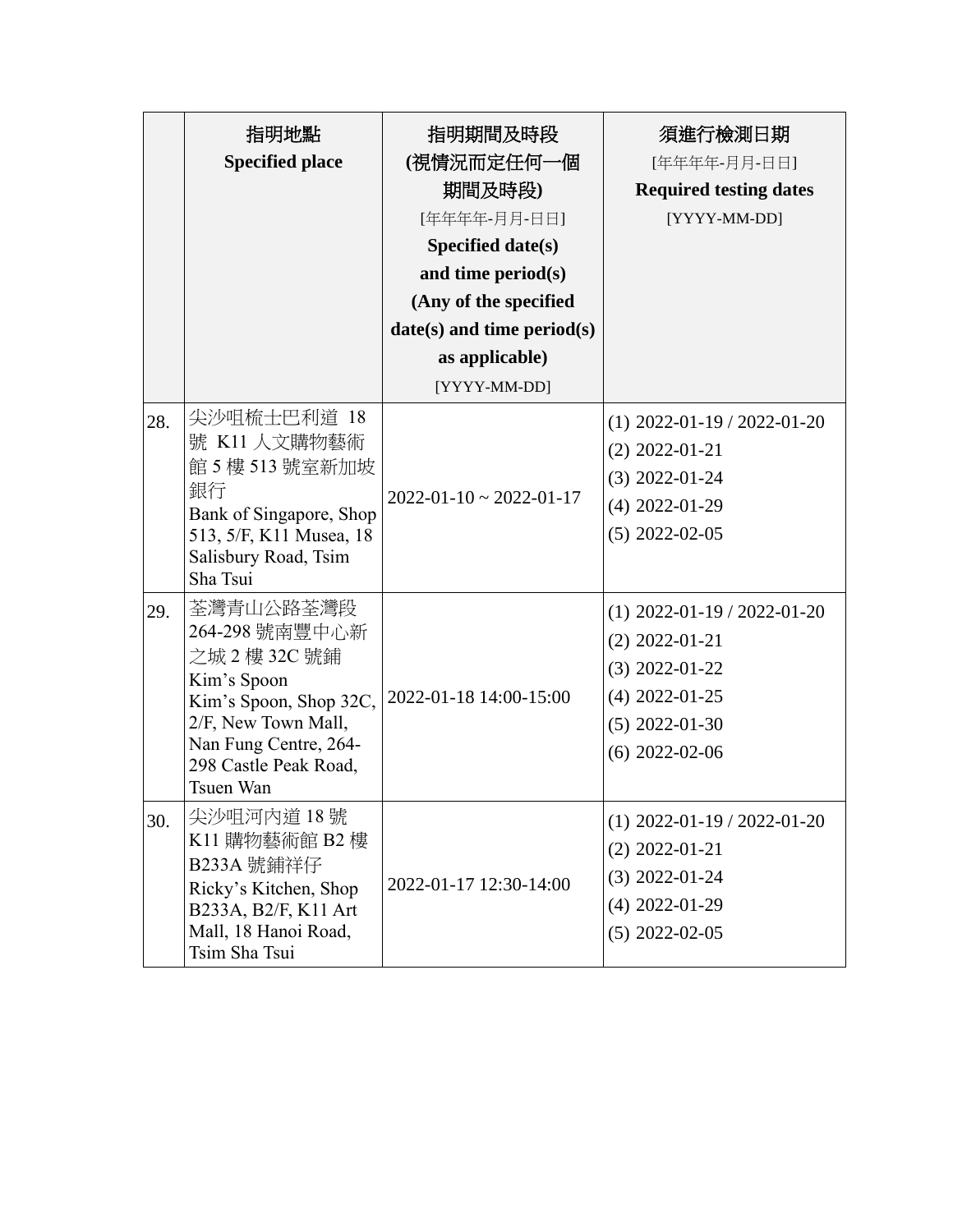| | 指明地點<br>**Specified place** | 指明期間及時段<br>**(視情況而定任何一個期間及時段)**<br>[年年年年-月月-日日]<br>**Specified date(s) and time period(s) (Any of the specified date(s) and time period(s) as applicable)**<br>[YYYY-MM-DD] | 須進行檢測日期<br>[年年年年-月月-日日]<br>**Required testing dates**<br>[YYYY-MM-DD] |
|---|---|---|---|
| 28. | 尖沙咀梳士巴利道 18 號 K11 人文購物藝術館 5 樓 513 號室新加坡銀行<br>Bank of Singapore, Shop 513, 5/F, K11 Musea, 18 Salisbury Road, Tsim Sha Tsui | 2022-01-10 ~ 2022-01-17 | (1) 2022-01-19 / 2022-01-20<br>(2) 2022-01-21<br>(3) 2022-01-24<br>(4) 2022-01-29<br>(5) 2022-02-05 |
| 29. | 荃灣青山公路荃灣段 264-298 號南豐中心新之城 2 樓 32C 號鋪 Kim's Spoon<br>Kim's Spoon, Shop 32C, 2/F, New Town Mall, Nan Fung Centre, 264-298 Castle Peak Road, Tsuen Wan | 2022-01-18 14:00-15:00 | (1) 2022-01-19 / 2022-01-20<br>(2) 2022-01-21<br>(3) 2022-01-22<br>(4) 2022-01-25<br>(5) 2022-01-30<br>(6) 2022-02-06 |
| 30. | 尖沙咀河內道 18 號 K11 購物藝術館 B2 樓 B233A 號鋪祥仔<br>Ricky's Kitchen, Shop B233A, B2/F, K11 Art Mall, 18 Hanoi Road, Tsim Sha Tsui | 2022-01-17 12:30-14:00 | (1) 2022-01-19 / 2022-01-20<br>(2) 2022-01-21<br>(3) 2022-01-24<br>(4) 2022-01-29<br>(5) 2022-02-05 |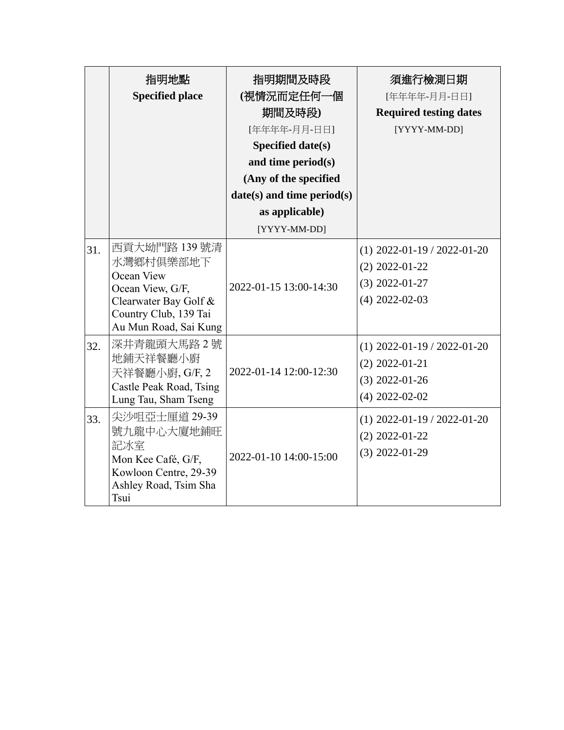| | 指明地點<br>Specified place | 指明期間及時段<br>(視情況而定任何一個期間及時段)<br>[年年年年-月月-日日]<br>Specified date(s) and time period(s)<br>(Any of the specified date(s) and time period(s) as applicable)<br>[YYYY-MM-DD] | 須進行檢測日期<br>[年年年年-月月-日日]<br>Required testing dates<br>[YYYY-MM-DD] |
|---|---|---|---|
| 31. | 西貢大坳門路 139 號清水灣鄉村俱樂部地下 Ocean View<br>Ocean View, G/F, Clearwater Bay Golf & Country Club, 139 Tai Au Mun Road, Sai Kung | 2022-01-15 13:00-14:30 | (1) 2022-01-19 / 2022-01-20<br>(2) 2022-01-22<br>(3) 2022-01-27<br>(4) 2022-02-03 |
| 32. | 深井青龍頭大馬路 2 號地鋪天祥餐廳小廚<br>天祥餐廳小廚, G/F, 2 Castle Peak Road, Tsing Lung Tau, Sham Tseng | 2022-01-14 12:00-12:30 | (1) 2022-01-19 / 2022-01-20<br>(2) 2022-01-21<br>(3) 2022-01-26<br>(4) 2022-02-02 |
| 33. | 尖沙咀亞士厘道 29-39 號九龍中心大廈地鋪旺記冰室<br>Mon Kee Café, G/F, Kowloon Centre, 29-39 Ashley Road, Tsim Sha Tsui | 2022-01-10 14:00-15:00 | (1) 2022-01-19 / 2022-01-20<br>(2) 2022-01-22<br>(3) 2022-01-29 |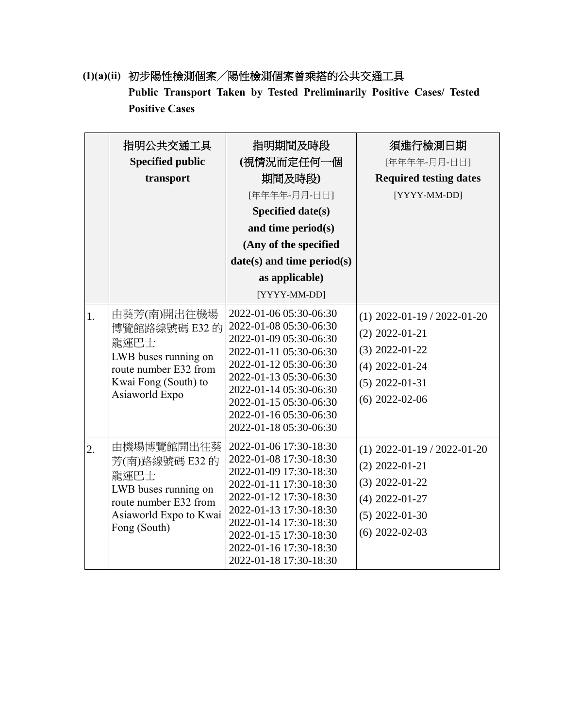**(I)(a)(ii)** 初步陽性檢測個案／陽性檢測個案曾乘搭的公共交通工具
**Public Transport Taken by Tested Preliminarily Positive Cases/ Tested Positive Cases**

| | 指明公共交通工具<br>**Specified public transport** | 指明期間及時段<br>**(視情況而定任何一個期間及時段)**<br>[年年年年-月月-日日]<br>**Specified date(s) and time period(s)**<br>**(Any of the specified date(s) and time period(s) as applicable)**<br>[YYYY-MM-DD] | 須進行檢測日期<br>[年年年年-月月-日日]<br>**Required testing dates**<br>[YYYY-MM-DD] |
|---|---|---|---|
| 1. | 由葵芳(南)開出往機場博覽館路線號碼 E32 的龍運巴士<br>LWB buses running on route number E32 from Kwai Fong (South) to Asiaworld Expo | 2022-01-06 05:30-06:30<br>2022-01-08 05:30-06:30<br>2022-01-09 05:30-06:30<br>2022-01-11 05:30-06:30<br>2022-01-12 05:30-06:30<br>2022-01-13 05:30-06:30<br>2022-01-14 05:30-06:30<br>2022-01-15 05:30-06:30<br>2022-01-16 05:30-06:30<br>2022-01-18 05:30-06:30 | (1) 2022-01-19 / 2022-01-20<br>(2) 2022-01-21<br>(3) 2022-01-22<br>(4) 2022-01-24<br>(5) 2022-01-31<br>(6) 2022-02-06 |
| 2. | 由機場博覽館開出往葵芳(南)路線號碼 E32 的龍運巴士<br>LWB buses running on route number E32 from Asiaworld Expo to Kwai Fong (South) | 2022-01-06 17:30-18:30<br>2022-01-08 17:30-18:30<br>2022-01-09 17:30-18:30<br>2022-01-11 17:30-18:30<br>2022-01-12 17:30-18:30<br>2022-01-13 17:30-18:30<br>2022-01-14 17:30-18:30<br>2022-01-15 17:30-18:30<br>2022-01-16 17:30-18:30<br>2022-01-18 17:30-18:30 | (1) 2022-01-19 / 2022-01-20<br>(2) 2022-01-21<br>(3) 2022-01-22<br>(4) 2022-01-27<br>(5) 2022-01-30<br>(6) 2022-02-03 |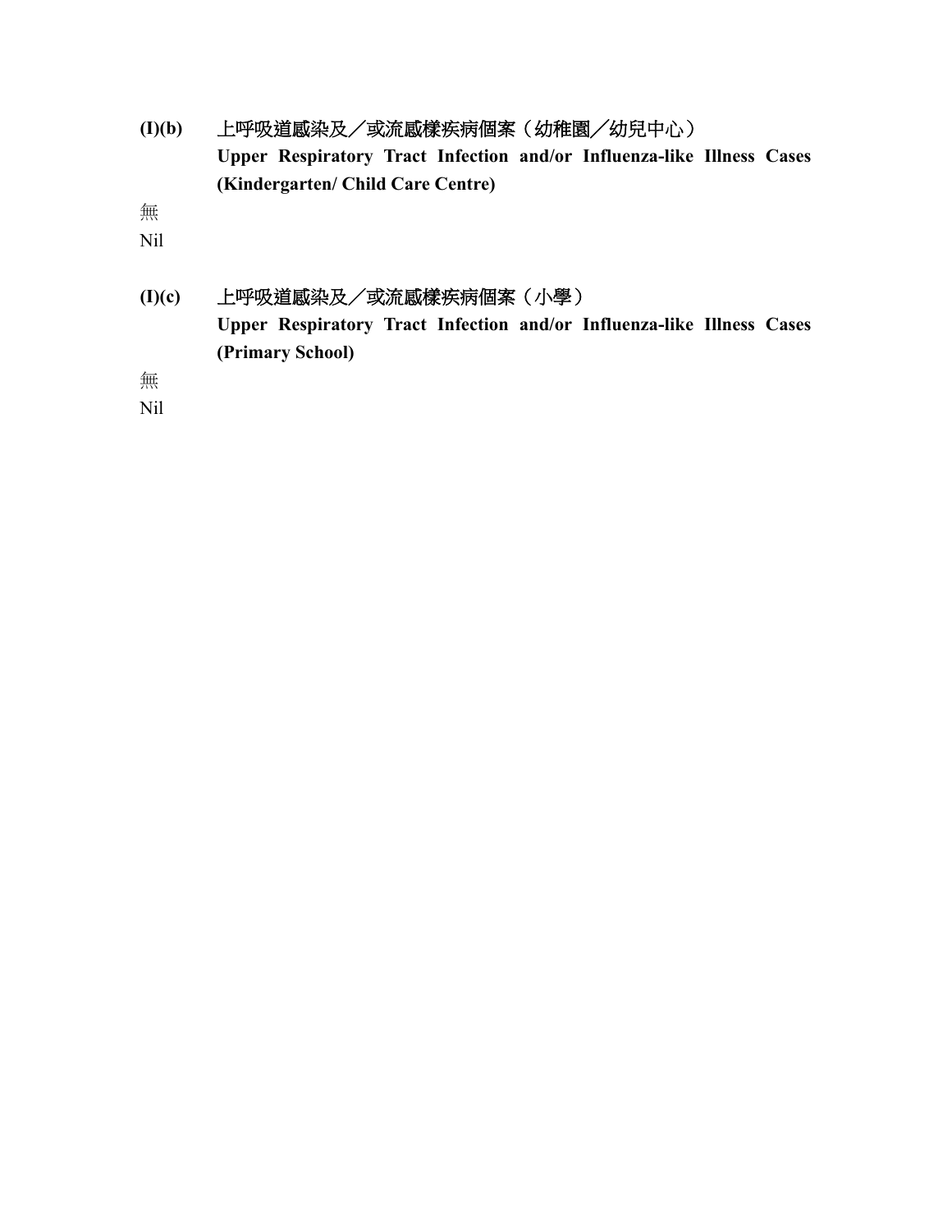**(I)(b)** 上呼吸道感染及／或流感樣疾病個案（幼稚園／幼兒中心）
**Upper Respiratory Tract Infection and/or Influenza-like Illness Cases (Kindergarten/ Child Care Centre)**

無
Nil

**(I)(c)** 上呼吸道感染及／或流感樣疾病個案（小學）
**Upper Respiratory Tract Infection and/or Influenza-like Illness Cases (Primary School)**

無
Nil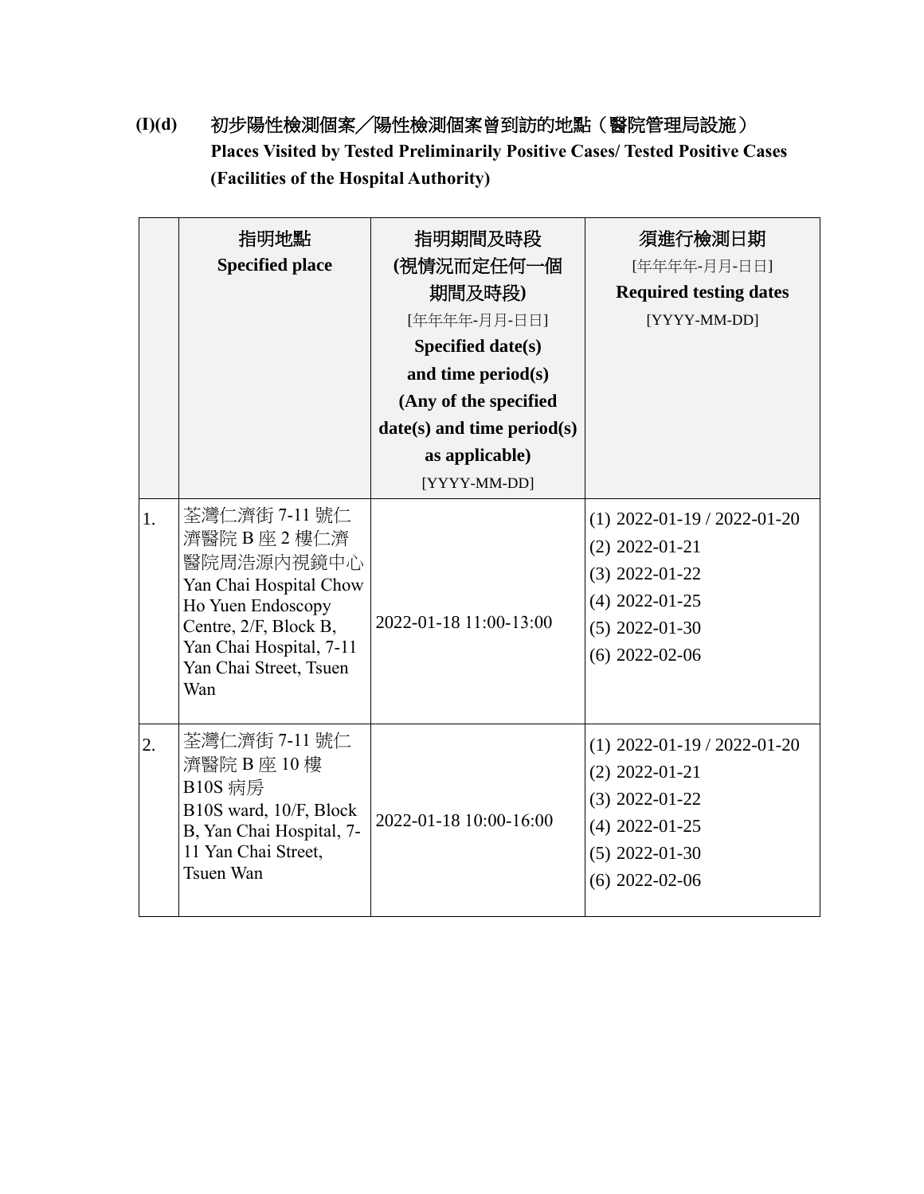**(I)(d)** 初步陽性檢測個案／陽性檢測個案曾到訪的地點（醫院管理局設施）
**Places Visited by Tested Preliminarily Positive Cases/ Tested Positive Cases (Facilities of the Hospital Authority)**

| | 指明地點<br>**Specified place** | 指明期間及時段<br>**(視情況而定任何一個期間及時段)**<br>[年年年年-月月-日日]<br>**Specified date(s) and time period(s) (Any of the specified date(s) and time period(s) as applicable)**<br>[YYYY-MM-DD] | 須進行檢測日期<br>[年年年年-月月-日日]<br>**Required testing dates**<br>[YYYY-MM-DD] |
|---|---|---|---|
| 1. | 荃灣仁濟街 7-11 號仁濟醫院 B 座 2 樓仁濟醫院周浩源內視鏡中心<br>Yan Chai Hospital Chow Ho Yuen Endoscopy Centre, 2/F, Block B, Yan Chai Hospital, 7-11 Yan Chai Street, Tsuen Wan | 2022-01-18 11:00-13:00 | (1) 2022-01-19 / 2022-01-20<br>(2) 2022-01-21<br>(3) 2022-01-22<br>(4) 2022-01-25<br>(5) 2022-01-30<br>(6) 2022-02-06 |
| 2. | 荃灣仁濟街 7-11 號仁濟醫院 B 座 10 樓 B10S 病房<br>B10S ward, 10/F, Block B, Yan Chai Hospital, 7-11 Yan Chai Street, Tsuen Wan | 2022-01-18 10:00-16:00 | (1) 2022-01-19 / 2022-01-20<br>(2) 2022-01-21<br>(3) 2022-01-22<br>(4) 2022-01-25<br>(5) 2022-01-30<br>(6) 2022-02-06 |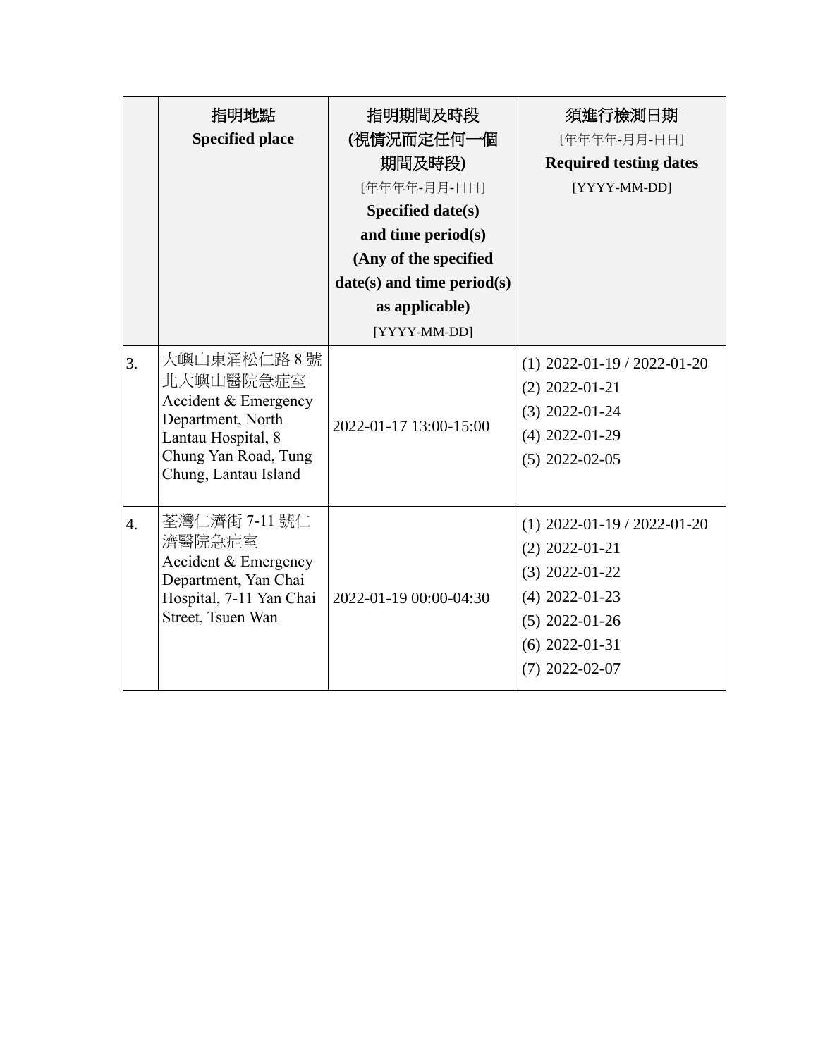| | 指明地點<br>**Specified place** | **指明期間及時段**<br>**(視情況而定任何一個**<br>**期間及時段)**<br>[年年年年-月月-日日]<br>**Specified date(s)**<br>**and time period(s)**<br>**(Any of the specified**<br>**date(s) and time period(s)**<br>**as applicable)**<br>[YYYY-MM-DD] | **須進行檢測日期**<br>[年年年年-月月-日日]<br>**Required testing dates**<br>[YYYY-MM-DD] |
|---|---|---|---|
| 3. | 大嶼山東涌松仁路 8 號北大嶼山醫院急症室<br>Accident & Emergency Department, North Lantau Hospital, 8 Chung Yan Road, Tung Chung, Lantau Island | 2022-01-17 13:00-15:00 | (1) 2022-01-19 / 2022-01-20<br>(2) 2022-01-21<br>(3) 2022-01-24<br>(4) 2022-01-29<br>(5) 2022-02-05 |
| 4. | 荃灣仁濟街 7-11 號仁濟醫院急症室<br>Accident & Emergency Department, Yan Chai Hospital, 7-11 Yan Chai Street, Tsuen Wan | 2022-01-19 00:00-04:30 | (1) 2022-01-19 / 2022-01-20<br>(2) 2022-01-21<br>(3) 2022-01-22<br>(4) 2022-01-23<br>(5) 2022-01-26<br>(6) 2022-01-31<br>(7) 2022-02-07 |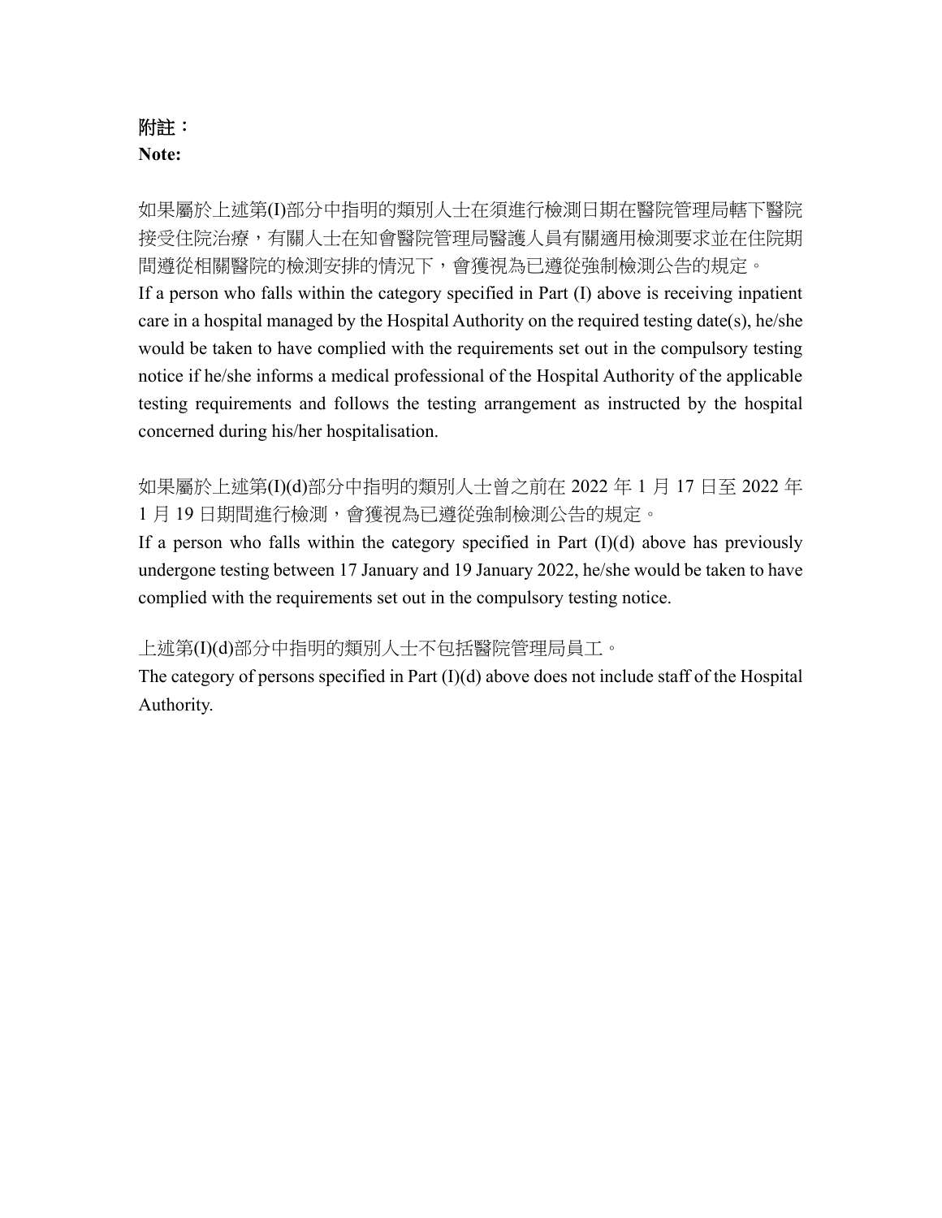**附註：**
**Note:**

如果屬於上述第(I)部分中指明的類別人士在須進行檢測日期在醫院管理局轄下醫院接受住院治療，有關人士在知會醫院管理局醫護人員有關適用檢測要求並在住院期間遵從相關醫院的檢測安排的情況下，會獲視為已遵從強制檢測公告的規定。

If a person who falls within the category specified in Part (I) above is receiving inpatient care in a hospital managed by the Hospital Authority on the required testing date(s), he/she would be taken to have complied with the requirements set out in the compulsory testing notice if he/she informs a medical professional of the Hospital Authority of the applicable testing requirements and follows the testing arrangement as instructed by the hospital concerned during his/her hospitalisation.

如果屬於上述第(I)(d)部分中指明的類別人士曾之前在 2022 年 1 月 17 日至 2022 年 1 月 19 日期間進行檢測，會獲視為已遵從強制檢測公告的規定。

If a person who falls within the category specified in Part (I)(d) above has previously undergone testing between 17 January and 19 January 2022, he/she would be taken to have complied with the requirements set out in the compulsory testing notice.

上述第(I)(d)部分中指明的類別人士不包括醫院管理局員工。

The category of persons specified in Part (I)(d) above does not include staff of the Hospital Authority.